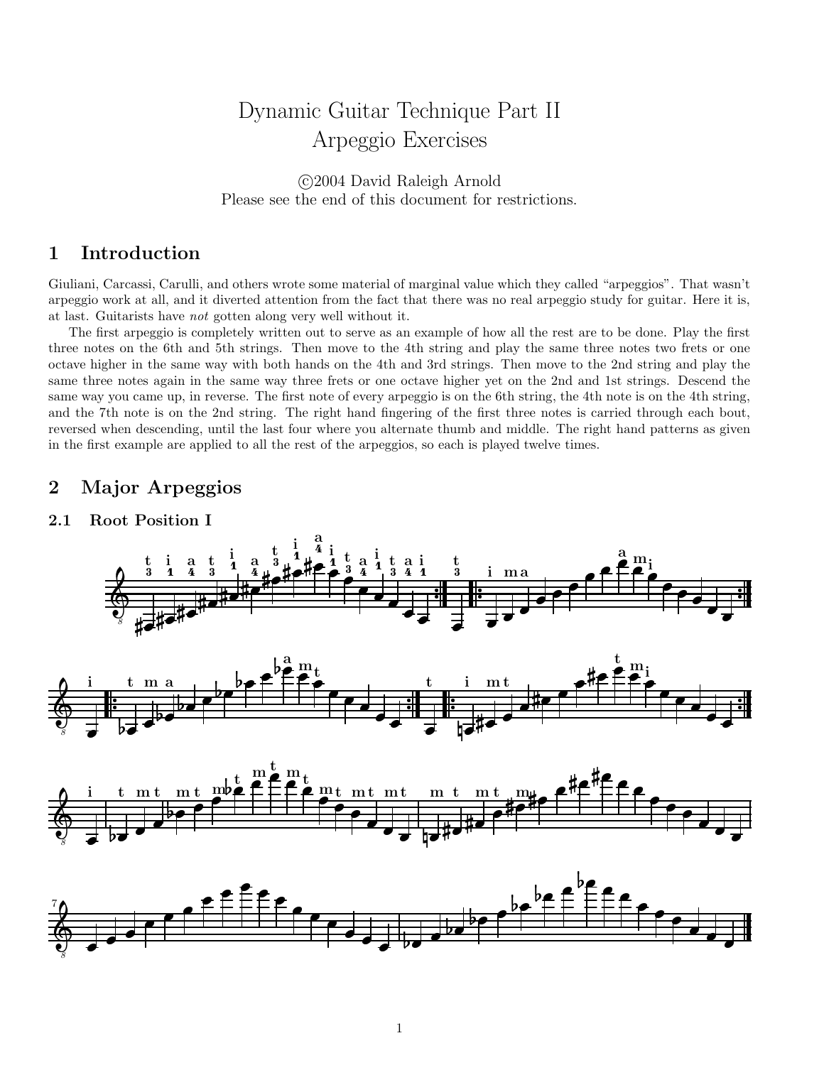# Dynamic Guitar Technique Part II
# Arpeggio Exercises

©2004 David Raleigh Arnold
Please see the end of this document for restrictions.

## 1 Introduction

Giuliani, Carcassi, Carulli, and others wrote some material of marginal value which they called "arpeggios". That wasn't arpeggio work at all, and it diverted attention from the fact that there was no real arpeggio study for guitar. Here it is, at last. Guitarists have *not* gotten along very well without it.

The first arpeggio is completely written out to serve as an example of how all the rest are to be done. Play the first three notes on the 6th and 5th strings. Then move to the 4th string and play the same three notes two frets or one octave higher in the same way with both hands on the 4th and 3rd strings. Then move to the 2nd string and play the same three notes again in the same way three frets or one octave higher yet on the 2nd and 1st strings. Descend the same way you came up, in reverse. The first note of every arpeggio is on the 6th string, the 4th note is on the 4th string, and the 7th note is on the 2nd string. The right hand fingering of the first three notes is carried through each bout, reversed when descending, until the last four where you alternate thumb and middle. The right hand patterns as given in the first example are applied to all the rest of the arpeggios, so each is played twelve times.

## 2 Major Arpeggios

### 2.1 Root Position I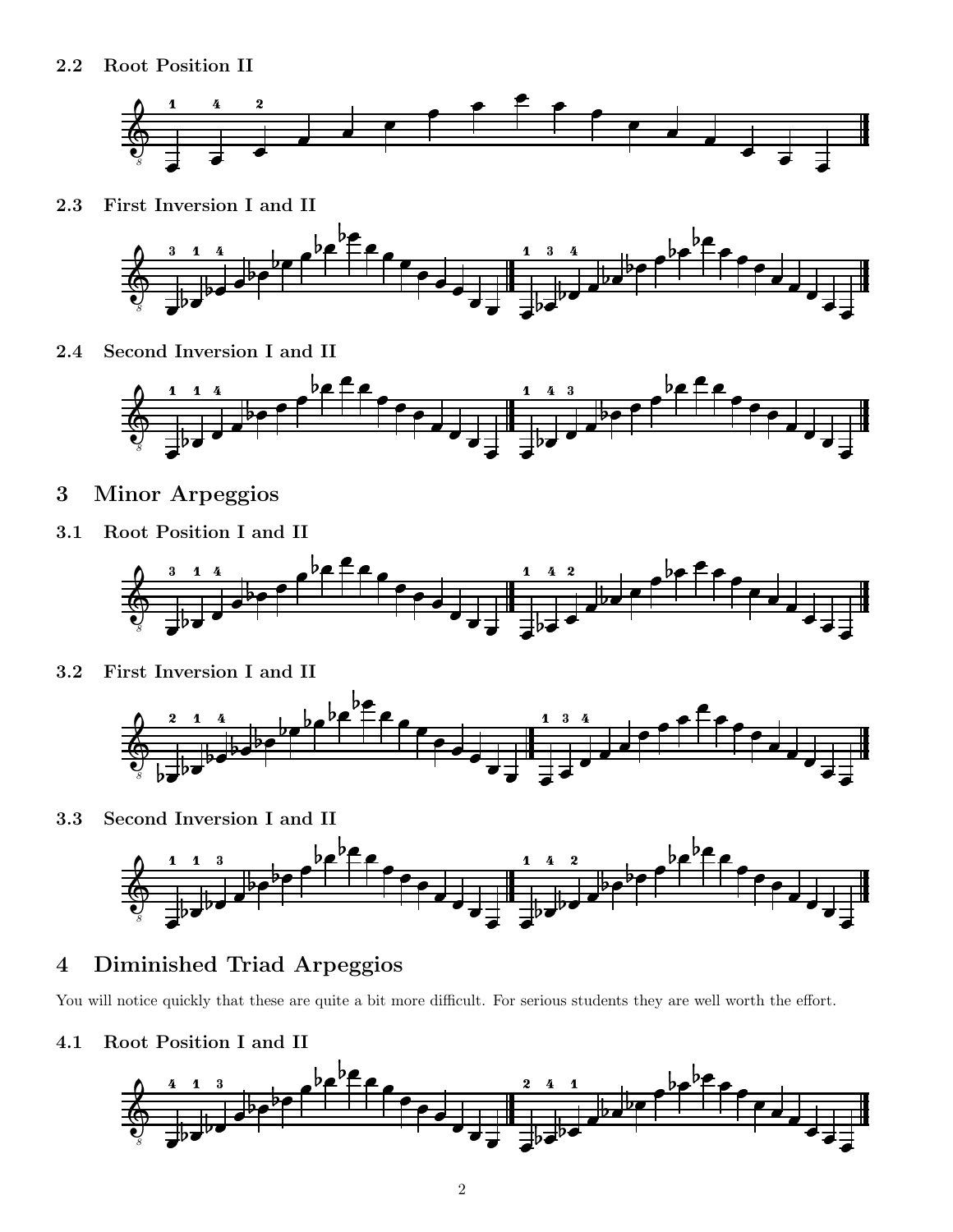### 2.2 Root Position II

### 2.3 First Inversion I and II

### 2.4 Second Inversion I and II

## 3 Minor Arpeggios

### 3.1 Root Position I and II

### 3.2 First Inversion I and II

### 3.3 Second Inversion I and II

## 4 Diminished Triad Arpeggios

You will notice quickly that these are quite a bit more difficult. For serious students they are well worth the effort.

### 4.1 Root Position I and II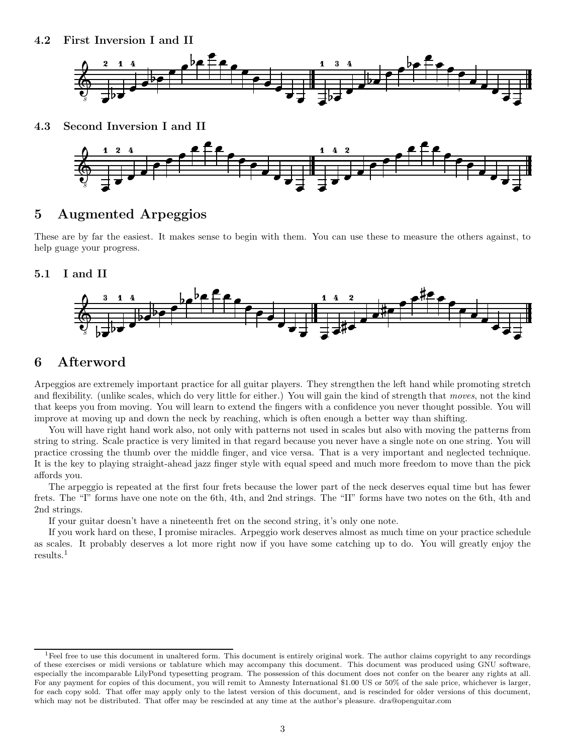### 4.2 First Inversion I and II

### 4.3 Second Inversion I and II

## 5 Augmented Arpeggios

These are by far the easiest. It makes sense to begin with them. You can use these to measure the others against, to help guage your progress.

### 5.1 I and II

## 6 Afterword

Arpeggios are extremely important practice for all guitar players. They strengthen the left hand while promoting stretch and flexibility. (unlike scales, which do very little for either.) You will gain the kind of strength that *moves*, not the kind that keeps you from moving. You will learn to extend the fingers with a confidence you never thought possible. You will improve at moving up and down the neck by reaching, which is often enough a better way than shifting.

You will have right hand work also, not only with patterns not used in scales but also with moving the patterns from string to string. Scale practice is very limited in that regard because you never have a single note on one string. You will practice crossing the thumb over the middle finger, and vice versa. That is a very important and neglected technique. It is the key to playing straight-ahead jazz finger style with equal speed and much more freedom to move than the pick affords you.

The arpeggio is repeated at the first four frets because the lower part of the neck deserves equal time but has fewer frets. The "I" forms have one note on the 6th, 4th, and 2nd strings. The "II" forms have two notes on the 6th, 4th and 2nd strings.

If your guitar doesn't have a nineteenth fret on the second string, it's only one note.

If you work hard on these, I promise miracles. Arpeggio work deserves almost as much time on your practice schedule as scales. It probably deserves a lot more right now if you have some catching up to do. You will greatly enjoy the results.[1]

---

[1] Feel free to use this document in unaltered form. This document is entirely original work. The author claims copyright to any recordings of these exercises or midi versions or tablature which may accompany this document. This document was produced using GNU software, especially the incomparable LilyPond typesetting program. The possession of this document does not confer on the bearer any rights at all. For any payment for copies of this document, you will remit to Amnesty International $1.00 US or 50% of the sale price, whichever is larger, for each copy sold. That offer may apply only to the latest version of this document, and is rescinded for older versions of this document, which may not be distributed. That offer may be rescinded at any time at the author's pleasure. dra@openguitar.com